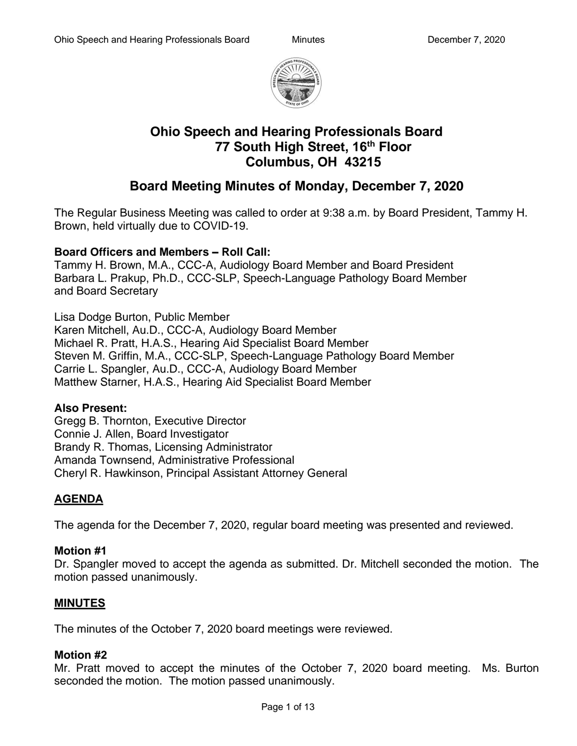# Ohio Speech and Hearing Professionals Board
## 77 South High Street, 16th Floor
## Columbus, OH 43215

## Board Meeting Minutes of Monday, December 7, 2020

The Regular Business Meeting was called to order at 9:38 a.m. by Board President, Tammy H. Brown, held virtually due to COVID-19.

**Board Officers and Members – Roll Call:**
Tammy H. Brown, M.A., CCC-A, Audiology Board Member and Board President
Barbara L. Prakup, Ph.D., CCC-SLP, Speech-Language Pathology Board Member and Board Secretary

Lisa Dodge Burton, Public Member
Karen Mitchell, Au.D., CCC-A, Audiology Board Member
Michael R. Pratt, H.A.S., Hearing Aid Specialist Board Member
Steven M. Griffin, M.A., CCC-SLP, Speech-Language Pathology Board Member
Carrie L. Spangler, Au.D., CCC-A, Audiology Board Member
Matthew Starner, H.A.S., Hearing Aid Specialist Board Member

**Also Present:**
Gregg B. Thornton, Executive Director
Connie J. Allen, Board Investigator
Brandy R. Thomas, Licensing Administrator
Amanda Townsend, Administrative Professional
Cheryl R. Hawkinson, Principal Assistant Attorney General

**<u>AGENDA</u>**

The agenda for the December 7, 2020, regular board meeting was presented and reviewed.

**Motion #1**
Dr. Spangler moved to accept the agenda as submitted. Dr. Mitchell seconded the motion. The motion passed unanimously.

**<u>MINUTES</u>**

The minutes of the October 7, 2020 board meetings were reviewed.

**Motion #2**
Mr. Pratt moved to accept the minutes of the October 7, 2020 board meeting. Ms. Burton seconded the motion. The motion passed unanimously.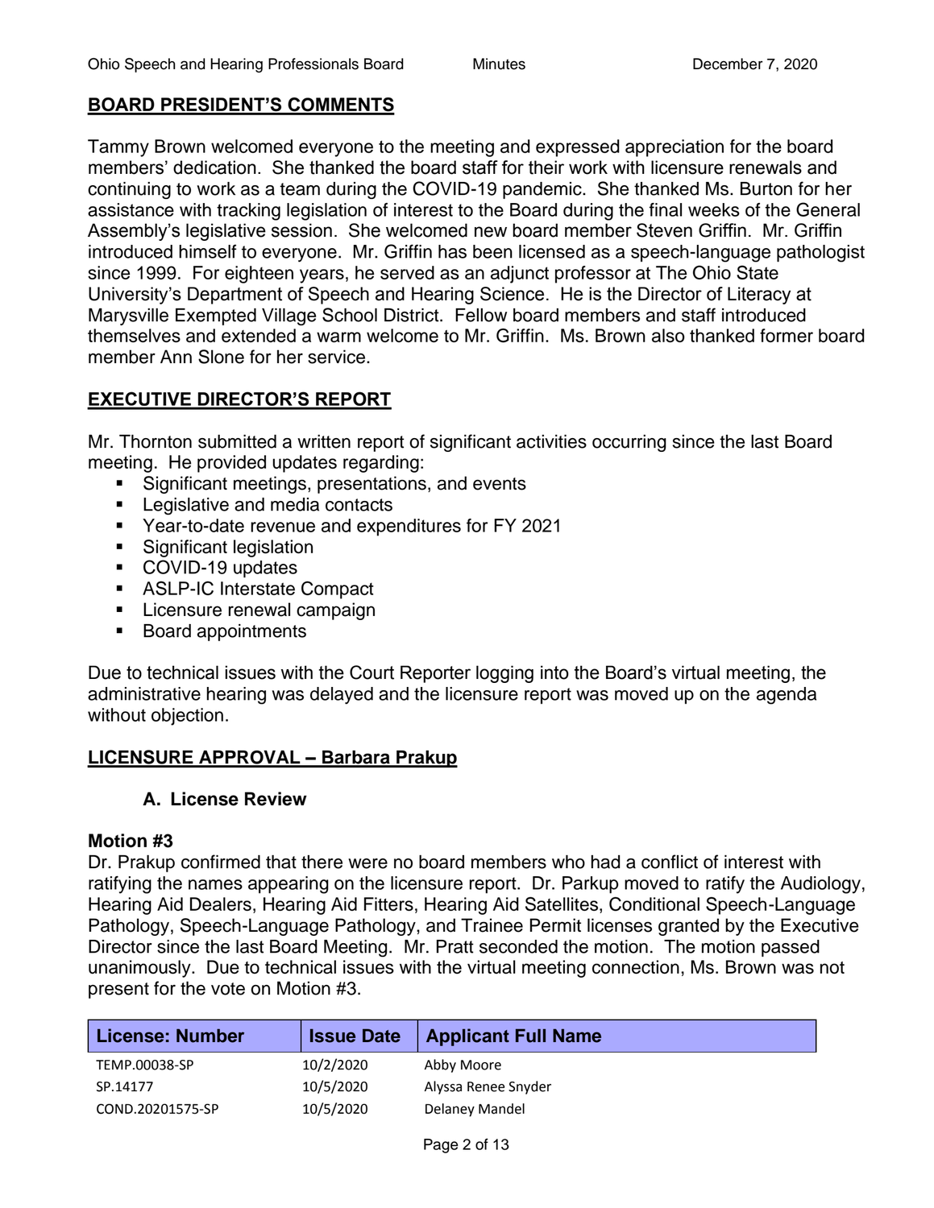## BOARD PRESIDENT'S COMMENTS

Tammy Brown welcomed everyone to the meeting and expressed appreciation for the board members' dedication. She thanked the board staff for their work with licensure renewals and continuing to work as a team during the COVID-19 pandemic. She thanked Ms. Burton for her assistance with tracking legislation of interest to the Board during the final weeks of the General Assembly's legislative session. She welcomed new board member Steven Griffin. Mr. Griffin introduced himself to everyone. Mr. Griffin has been licensed as a speech-language pathologist since 1999. For eighteen years, he served as an adjunct professor at The Ohio State University's Department of Speech and Hearing Science. He is the Director of Literacy at Marysville Exempted Village School District. Fellow board members and staff introduced themselves and extended a warm welcome to Mr. Griffin. Ms. Brown also thanked former board member Ann Slone for her service.

## EXECUTIVE DIRECTOR'S REPORT

Mr. Thornton submitted a written report of significant activities occurring since the last Board meeting. He provided updates regarding:

- Significant meetings, presentations, and events
- Legislative and media contacts
- Year-to-date revenue and expenditures for FY 2021
- Significant legislation
- COVID-19 updates
- ASLP-IC Interstate Compact
- Licensure renewal campaign
- Board appointments

Due to technical issues with the Court Reporter logging into the Board's virtual meeting, the administrative hearing was delayed and the licensure report was moved up on the agenda without objection.

## LICENSURE APPROVAL – Barbara Prakup

### A. License Review

**Motion #3**
Dr. Prakup confirmed that there were no board members who had a conflict of interest with ratifying the names appearing on the licensure report. Dr. Parkup moved to ratify the Audiology, Hearing Aid Dealers, Hearing Aid Fitters, Hearing Aid Satellites, Conditional Speech-Language Pathology, Speech-Language Pathology, and Trainee Permit licenses granted by the Executive Director since the last Board Meeting. Mr. Pratt seconded the motion. The motion passed unanimously. Due to technical issues with the virtual meeting connection, Ms. Brown was not present for the vote on Motion #3.

| License: Number | Issue Date | Applicant Full Name |
|---|---|---|
| TEMP.00038-SP | 10/2/2020 | Abby Moore |
| SP.14177 | 10/5/2020 | Alyssa Renee Snyder |
| COND.20201575-SP | 10/5/2020 | Delaney Mandel |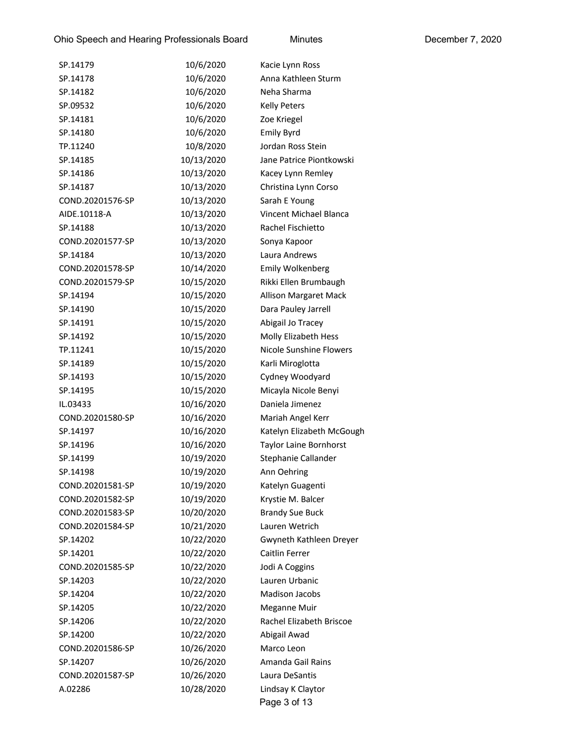| | | |
|---|---|---|
| SP.14179 | 10/6/2020 | Kacie Lynn Ross |
| SP.14178 | 10/6/2020 | Anna Kathleen Sturm |
| SP.14182 | 10/6/2020 | Neha Sharma |
| SP.09532 | 10/6/2020 | Kelly Peters |
| SP.14181 | 10/6/2020 | Zoe Kriegel |
| SP.14180 | 10/6/2020 | Emily Byrd |
| TP.11240 | 10/8/2020 | Jordan Ross Stein |
| SP.14185 | 10/13/2020 | Jane Patrice Piontkowski |
| SP.14186 | 10/13/2020 | Kacey Lynn Remley |
| SP.14187 | 10/13/2020 | Christina Lynn Corso |
| COND.20201576-SP | 10/13/2020 | Sarah E Young |
| AIDE.10118-A | 10/13/2020 | Vincent Michael Blanca |
| SP.14188 | 10/13/2020 | Rachel Fischietto |
| COND.20201577-SP | 10/13/2020 | Sonya Kapoor |
| SP.14184 | 10/13/2020 | Laura Andrews |
| COND.20201578-SP | 10/14/2020 | Emily Wolkenberg |
| COND.20201579-SP | 10/15/2020 | Rikki Ellen Brumbaugh |
| SP.14194 | 10/15/2020 | Allison Margaret Mack |
| SP.14190 | 10/15/2020 | Dara Pauley Jarrell |
| SP.14191 | 10/15/2020 | Abigail Jo Tracey |
| SP.14192 | 10/15/2020 | Molly Elizabeth Hess |
| TP.11241 | 10/15/2020 | Nicole Sunshine Flowers |
| SP.14189 | 10/15/2020 | Karli Miroglotta |
| SP.14193 | 10/15/2020 | Cydney Woodyard |
| SP.14195 | 10/15/2020 | Micayla Nicole Benyi |
| IL.03433 | 10/16/2020 | Daniela Jimenez |
| COND.20201580-SP | 10/16/2020 | Mariah Angel Kerr |
| SP.14197 | 10/16/2020 | Katelyn Elizabeth McGough |
| SP.14196 | 10/16/2020 | Taylor Laine Bornhorst |
| SP.14199 | 10/19/2020 | Stephanie Callander |
| SP.14198 | 10/19/2020 | Ann Oehring |
| COND.20201581-SP | 10/19/2020 | Katelyn Guagenti |
| COND.20201582-SP | 10/19/2020 | Krystie M. Balcer |
| COND.20201583-SP | 10/20/2020 | Brandy Sue Buck |
| COND.20201584-SP | 10/21/2020 | Lauren Wetrich |
| SP.14202 | 10/22/2020 | Gwyneth Kathleen Dreyer |
| SP.14201 | 10/22/2020 | Caitlin Ferrer |
| COND.20201585-SP | 10/22/2020 | Jodi A Coggins |
| SP.14203 | 10/22/2020 | Lauren Urbanic |
| SP.14204 | 10/22/2020 | Madison Jacobs |
| SP.14205 | 10/22/2020 | Meganne Muir |
| SP.14206 | 10/22/2020 | Rachel Elizabeth Briscoe |
| SP.14200 | 10/22/2020 | Abigail Awad |
| COND.20201586-SP | 10/26/2020 | Marco Leon |
| SP.14207 | 10/26/2020 | Amanda Gail Rains |
| COND.20201587-SP | 10/26/2020 | Laura DeSantis |
| A.02286 | 10/28/2020 | Lindsay K Claytor |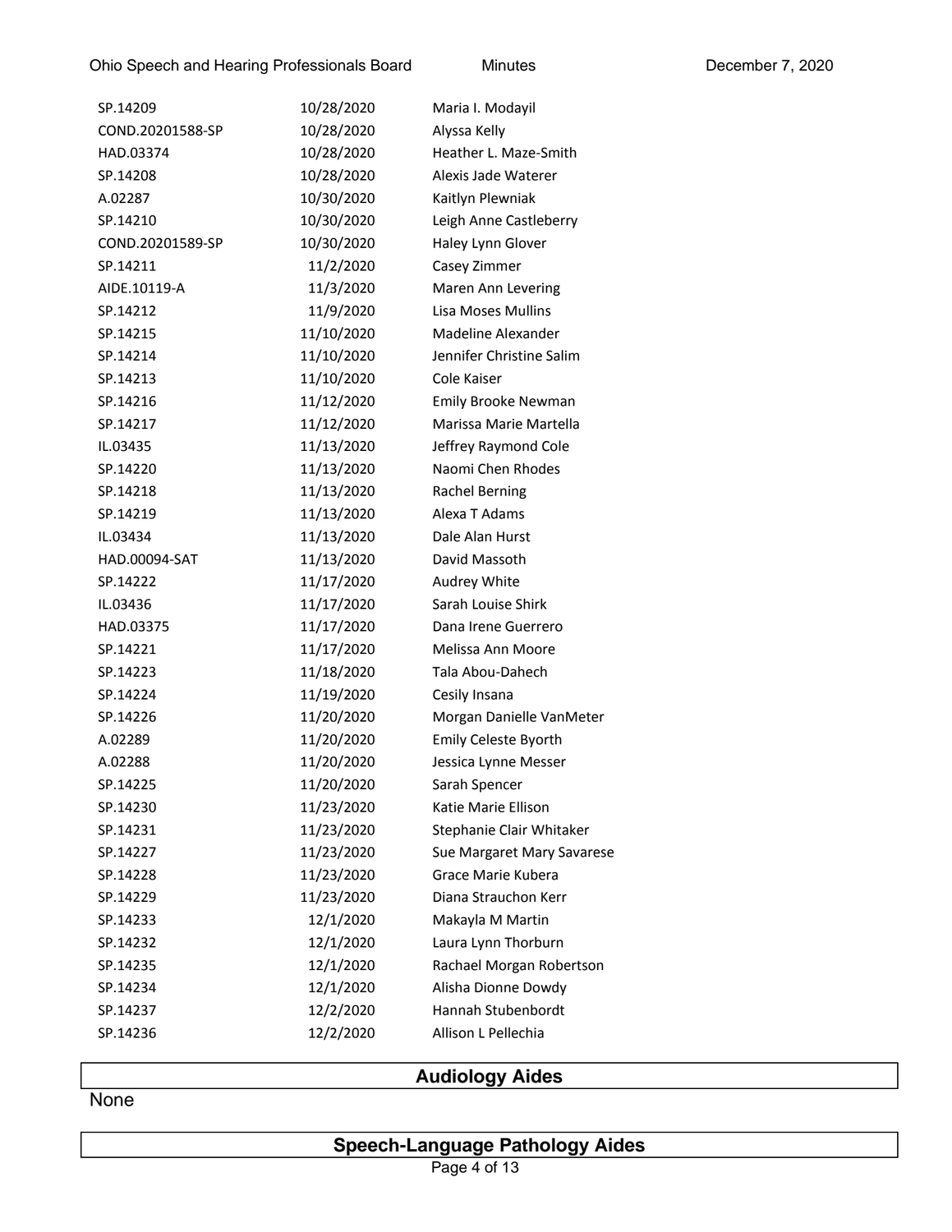| | | |
|---|---|---|
| SP.14209 | 10/28/2020 | Maria I. Modayil |
| COND.20201588-SP | 10/28/2020 | Alyssa Kelly |
| HAD.03374 | 10/28/2020 | Heather L. Maze-Smith |
| SP.14208 | 10/28/2020 | Alexis Jade Waterer |
| A.02287 | 10/30/2020 | Kaitlyn Plewniak |
| SP.14210 | 10/30/2020 | Leigh Anne Castleberry |
| COND.20201589-SP | 10/30/2020 | Haley Lynn Glover |
| SP.14211 | 11/2/2020 | Casey Zimmer |
| AIDE.10119-A | 11/3/2020 | Maren Ann Levering |
| SP.14212 | 11/9/2020 | Lisa Moses Mullins |
| SP.14215 | 11/10/2020 | Madeline Alexander |
| SP.14214 | 11/10/2020 | Jennifer Christine Salim |
| SP.14213 | 11/10/2020 | Cole Kaiser |
| SP.14216 | 11/12/2020 | Emily Brooke Newman |
| SP.14217 | 11/12/2020 | Marissa Marie Martella |
| IL.03435 | 11/13/2020 | Jeffrey Raymond Cole |
| SP.14220 | 11/13/2020 | Naomi Chen Rhodes |
| SP.14218 | 11/13/2020 | Rachel Berning |
| SP.14219 | 11/13/2020 | Alexa T Adams |
| IL.03434 | 11/13/2020 | Dale Alan Hurst |
| HAD.00094-SAT | 11/13/2020 | David Massoth |
| SP.14222 | 11/17/2020 | Audrey White |
| IL.03436 | 11/17/2020 | Sarah Louise Shirk |
| HAD.03375 | 11/17/2020 | Dana Irene Guerrero |
| SP.14221 | 11/17/2020 | Melissa Ann Moore |
| SP.14223 | 11/18/2020 | Tala Abou-Dahech |
| SP.14224 | 11/19/2020 | Cesily Insana |
| SP.14226 | 11/20/2020 | Morgan Danielle VanMeter |
| A.02289 | 11/20/2020 | Emily Celeste Byorth |
| A.02288 | 11/20/2020 | Jessica Lynne Messer |
| SP.14225 | 11/20/2020 | Sarah Spencer |
| SP.14230 | 11/23/2020 | Katie Marie Ellison |
| SP.14231 | 11/23/2020 | Stephanie Clair Whitaker |
| SP.14227 | 11/23/2020 | Sue Margaret Mary Savarese |
| SP.14228 | 11/23/2020 | Grace Marie Kubera |
| SP.14229 | 11/23/2020 | Diana Strauchon Kerr |
| SP.14233 | 12/1/2020 | Makayla M Martin |
| SP.14232 | 12/1/2020 | Laura Lynn Thorburn |
| SP.14235 | 12/1/2020 | Rachael Morgan Robertson |
| SP.14234 | 12/1/2020 | Alisha Dionne Dowdy |
| SP.14237 | 12/2/2020 | Hannah Stubenbordt |
| SP.14236 | 12/2/2020 | Allison L Pellechia |

## Audiology Aides

None

## Speech-Language Pathology Aides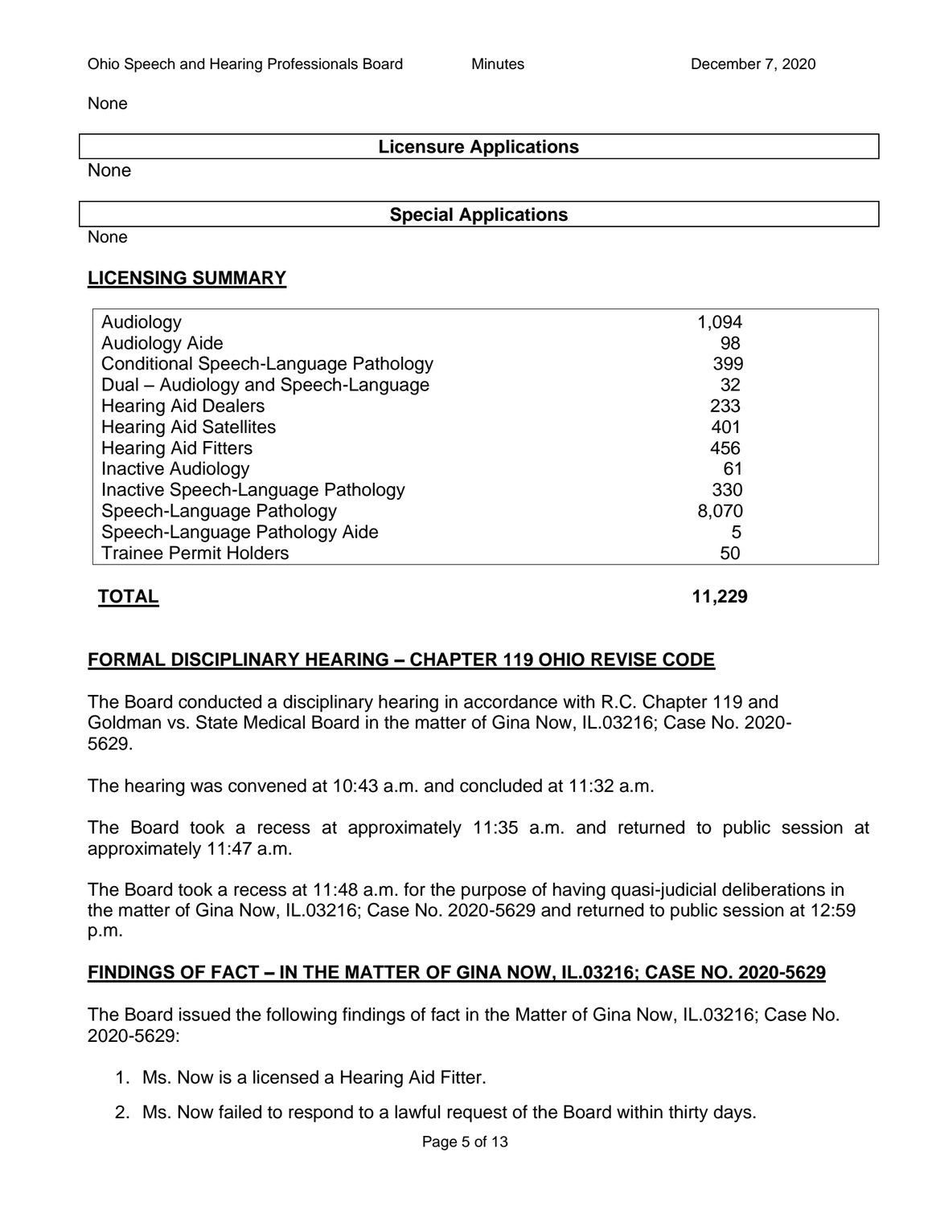None

## Licensure Applications

None

## Special Applications

None

## LICENSING SUMMARY

| | |
|---|---|
| Audiology | 1,094 |
| Audiology Aide | 98 |
| Conditional Speech-Language Pathology | 399 |
| Dual – Audiology and Speech-Language | 32 |
| Hearing Aid Dealers | 233 |
| Hearing Aid Satellites | 401 |
| Hearing Aid Fitters | 456 |
| Inactive Audiology | 61 |
| Inactive Speech-Language Pathology | 330 |
| Speech-Language Pathology | 8,070 |
| Speech-Language Pathology Aide | 5 |
| Trainee Permit Holders | 50 |

**TOTAL** **11,229**

## FORMAL DISCIPLINARY HEARING – CHAPTER 119 OHIO REVISE CODE

The Board conducted a disciplinary hearing in accordance with R.C. Chapter 119 and Goldman vs. State Medical Board in the matter of Gina Now, IL.03216; Case No. 2020-5629.

The hearing was convened at 10:43 a.m. and concluded at 11:32 a.m.

The Board took a recess at approximately 11:35 a.m. and returned to public session at approximately 11:47 a.m.

The Board took a recess at 11:48 a.m. for the purpose of having quasi-judicial deliberations in the matter of Gina Now, IL.03216; Case No. 2020-5629 and returned to public session at 12:59 p.m.

## FINDINGS OF FACT – IN THE MATTER OF GINA NOW, IL.03216; CASE NO. 2020-5629

The Board issued the following findings of fact in the Matter of Gina Now, IL.03216; Case No. 2020-5629:

1. Ms. Now is a licensed a Hearing Aid Fitter.
2. Ms. Now failed to respond to a lawful request of the Board within thirty days.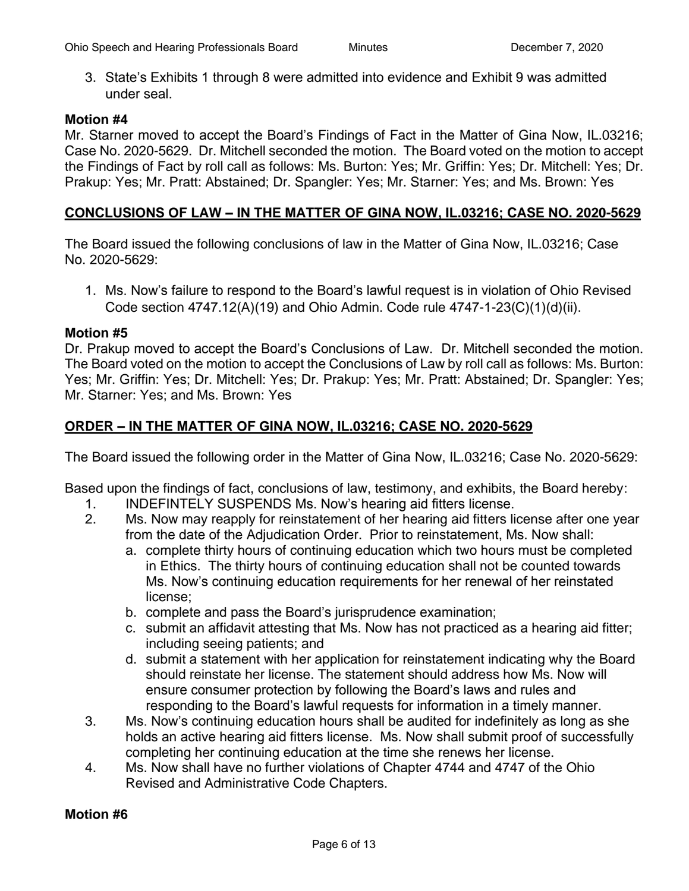3. State's Exhibits 1 through 8 were admitted into evidence and Exhibit 9 was admitted under seal.

**Motion #4**

Mr. Starner moved to accept the Board's Findings of Fact in the Matter of Gina Now, IL.03216; Case No. 2020-5629. Dr. Mitchell seconded the motion. The Board voted on the motion to accept the Findings of Fact by roll call as follows: Ms. Burton: Yes; Mr. Griffin: Yes; Dr. Mitchell: Yes; Dr. Prakup: Yes; Mr. Pratt: Abstained; Dr. Spangler: Yes; Mr. Starner: Yes; and Ms. Brown: Yes

**<u>CONCLUSIONS OF LAW – IN THE MATTER OF GINA NOW, IL.03216; CASE NO. 2020-5629</u>**

The Board issued the following conclusions of law in the Matter of Gina Now, IL.03216; Case No. 2020-5629:

1. Ms. Now's failure to respond to the Board's lawful request is in violation of Ohio Revised Code section 4747.12(A)(19) and Ohio Admin. Code rule 4747-1-23(C)(1)(d)(ii).

**Motion #5**

Dr. Prakup moved to accept the Board's Conclusions of Law. Dr. Mitchell seconded the motion. The Board voted on the motion to accept the Conclusions of Law by roll call as follows: Ms. Burton: Yes; Mr. Griffin: Yes; Dr. Mitchell: Yes; Dr. Prakup: Yes; Mr. Pratt: Abstained; Dr. Spangler: Yes; Mr. Starner: Yes; and Ms. Brown: Yes

**<u>ORDER – IN THE MATTER OF GINA NOW, IL.03216; CASE NO. 2020-5629</u>**

The Board issued the following order in the Matter of Gina Now, IL.03216; Case No. 2020-5629:

Based upon the findings of fact, conclusions of law, testimony, and exhibits, the Board hereby:

1. INDEFINTELY SUSPENDS Ms. Now's hearing aid fitters license.
2. Ms. Now may reapply for reinstatement of her hearing aid fitters license after one year from the date of the Adjudication Order. Prior to reinstatement, Ms. Now shall:
   a. complete thirty hours of continuing education which two hours must be completed in Ethics. The thirty hours of continuing education shall not be counted towards Ms. Now's continuing education requirements for her renewal of her reinstated license;
   b. complete and pass the Board's jurisprudence examination;
   c. submit an affidavit attesting that Ms. Now has not practiced as a hearing aid fitter; including seeing patients; and
   d. submit a statement with her application for reinstatement indicating why the Board should reinstate her license. The statement should address how Ms. Now will ensure consumer protection by following the Board's laws and rules and responding to the Board's lawful requests for information in a timely manner.
3. Ms. Now's continuing education hours shall be audited for indefinitely as long as she holds an active hearing aid fitters license. Ms. Now shall submit proof of successfully completing her continuing education at the time she renews her license.
4. Ms. Now shall have no further violations of Chapter 4744 and 4747 of the Ohio Revised and Administrative Code Chapters.

**Motion #6**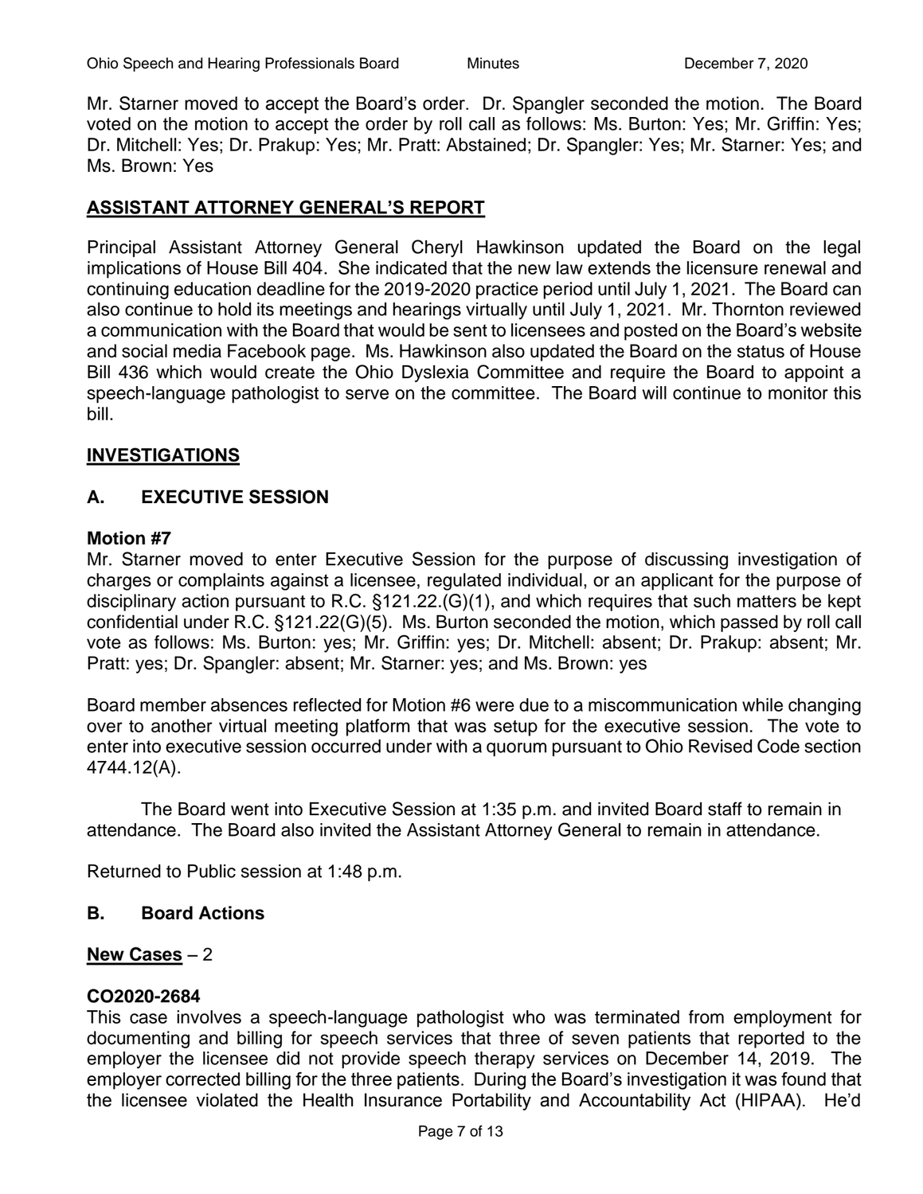Mr. Starner moved to accept the Board's order. Dr. Spangler seconded the motion. The Board voted on the motion to accept the order by roll call as follows: Ms. Burton: Yes; Mr. Griffin: Yes; Dr. Mitchell: Yes; Dr. Prakup: Yes; Mr. Pratt: Abstained; Dr. Spangler: Yes; Mr. Starner: Yes; and Ms. Brown: Yes

## ASSISTANT ATTORNEY GENERAL'S REPORT

Principal Assistant Attorney General Cheryl Hawkinson updated the Board on the legal implications of House Bill 404. She indicated that the new law extends the licensure renewal and continuing education deadline for the 2019-2020 practice period until July 1, 2021. The Board can also continue to hold its meetings and hearings virtually until July 1, 2021. Mr. Thornton reviewed a communication with the Board that would be sent to licensees and posted on the Board's website and social media Facebook page. Ms. Hawkinson also updated the Board on the status of House Bill 436 which would create the Ohio Dyslexia Committee and require the Board to appoint a speech-language pathologist to serve on the committee. The Board will continue to monitor this bill.

## INVESTIGATIONS

### A. EXECUTIVE SESSION

**Motion #7**
Mr. Starner moved to enter Executive Session for the purpose of discussing investigation of charges or complaints against a licensee, regulated individual, or an applicant for the purpose of disciplinary action pursuant to R.C. §121.22.(G)(1), and which requires that such matters be kept confidential under R.C. §121.22(G)(5). Ms. Burton seconded the motion, which passed by roll call vote as follows: Ms. Burton: yes; Mr. Griffin: yes; Dr. Mitchell: absent; Dr. Prakup: absent; Mr. Pratt: yes; Dr. Spangler: absent; Mr. Starner: yes; and Ms. Brown: yes

Board member absences reflected for Motion #6 were due to a miscommunication while changing over to another virtual meeting platform that was setup for the executive session. The vote to enter into executive session occurred under with a quorum pursuant to Ohio Revised Code section 4744.12(A).

The Board went into Executive Session at 1:35 p.m. and invited Board staff to remain in attendance. The Board also invited the Assistant Attorney General to remain in attendance.

Returned to Public session at 1:48 p.m.

### B. Board Actions

**New Cases** – 2

**CO2020-2684**
This case involves a speech-language pathologist who was terminated from employment for documenting and billing for speech services that three of seven patients that reported to the employer the licensee did not provide speech therapy services on December 14, 2019. The employer corrected billing for the three patients. During the Board's investigation it was found that the licensee violated the Health Insurance Portability and Accountability Act (HIPAA). He'd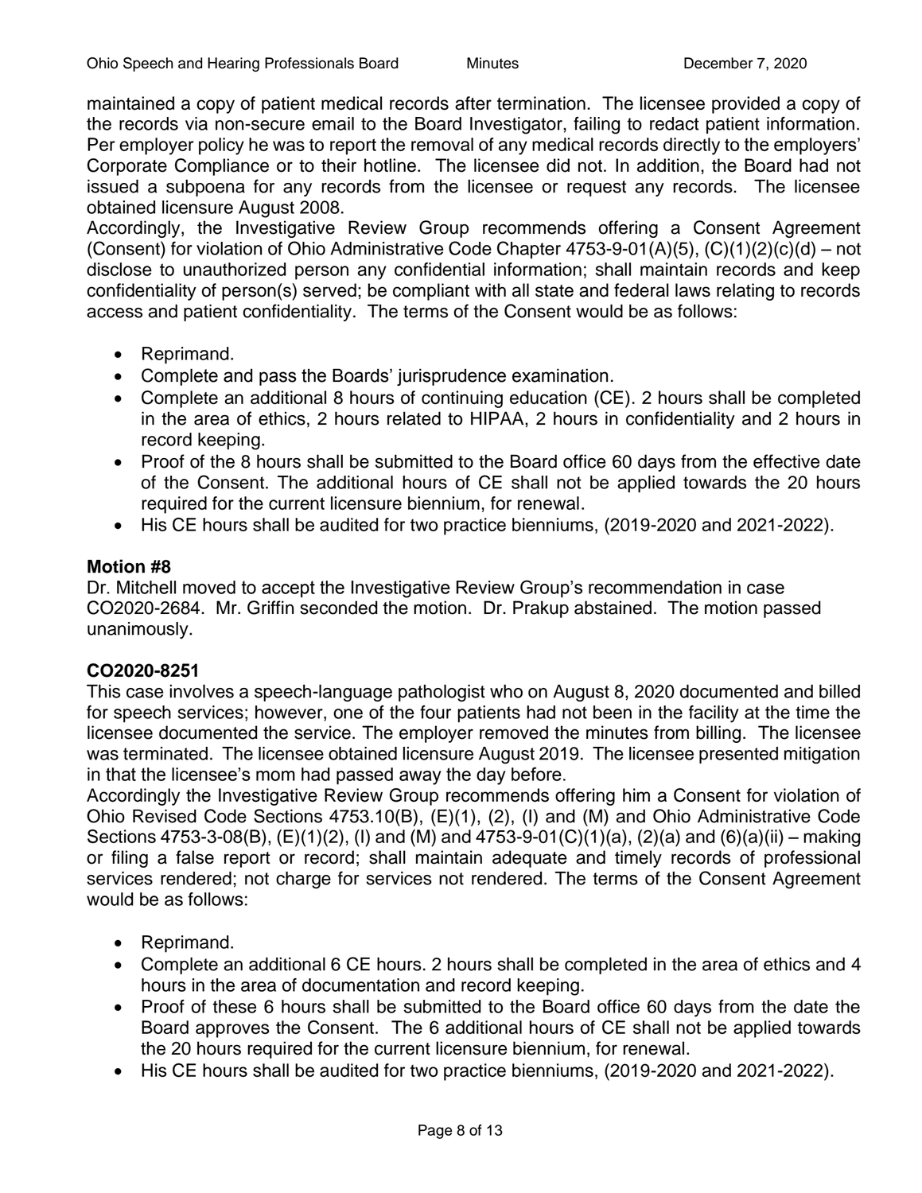maintained a copy of patient medical records after termination. The licensee provided a copy of the records via non-secure email to the Board Investigator, failing to redact patient information. Per employer policy he was to report the removal of any medical records directly to the employers' Corporate Compliance or to their hotline. The licensee did not. In addition, the Board had not issued a subpoena for any records from the licensee or request any records. The licensee obtained licensure August 2008.
Accordingly, the Investigative Review Group recommends offering a Consent Agreement (Consent) for violation of Ohio Administrative Code Chapter 4753-9-01(A)(5), (C)(1)(2)(c)(d) – not disclose to unauthorized person any confidential information; shall maintain records and keep confidentiality of person(s) served; be compliant with all state and federal laws relating to records access and patient confidentiality. The terms of the Consent would be as follows:

- Reprimand.
- Complete and pass the Boards' jurisprudence examination.
- Complete an additional 8 hours of continuing education (CE). 2 hours shall be completed in the area of ethics, 2 hours related to HIPAA, 2 hours in confidentiality and 2 hours in record keeping.
- Proof of the 8 hours shall be submitted to the Board office 60 days from the effective date of the Consent. The additional hours of CE shall not be applied towards the 20 hours required for the current licensure biennium, for renewal.
- His CE hours shall be audited for two practice bienniums, (2019-2020 and 2021-2022).

**Motion #8**
Dr. Mitchell moved to accept the Investigative Review Group's recommendation in case CO2020-2684. Mr. Griffin seconded the motion. Dr. Prakup abstained. The motion passed unanimously.

**CO2020-8251**
This case involves a speech-language pathologist who on August 8, 2020 documented and billed for speech services; however, one of the four patients had not been in the facility at the time the licensee documented the service. The employer removed the minutes from billing. The licensee was terminated. The licensee obtained licensure August 2019. The licensee presented mitigation in that the licensee's mom had passed away the day before.
Accordingly the Investigative Review Group recommends offering him a Consent for violation of Ohio Revised Code Sections 4753.10(B), (E)(1), (2), (I) and (M) and Ohio Administrative Code Sections 4753-3-08(B), (E)(1)(2), (I) and (M) and 4753-9-01(C)(1)(a), (2)(a) and (6)(a)(ii) – making or filing a false report or record; shall maintain adequate and timely records of professional services rendered; not charge for services not rendered. The terms of the Consent Agreement would be as follows:

- Reprimand.
- Complete an additional 6 CE hours. 2 hours shall be completed in the area of ethics and 4 hours in the area of documentation and record keeping.
- Proof of these 6 hours shall be submitted to the Board office 60 days from the date the Board approves the Consent. The 6 additional hours of CE shall not be applied towards the 20 hours required for the current licensure biennium, for renewal.
- His CE hours shall be audited for two practice bienniums, (2019-2020 and 2021-2022).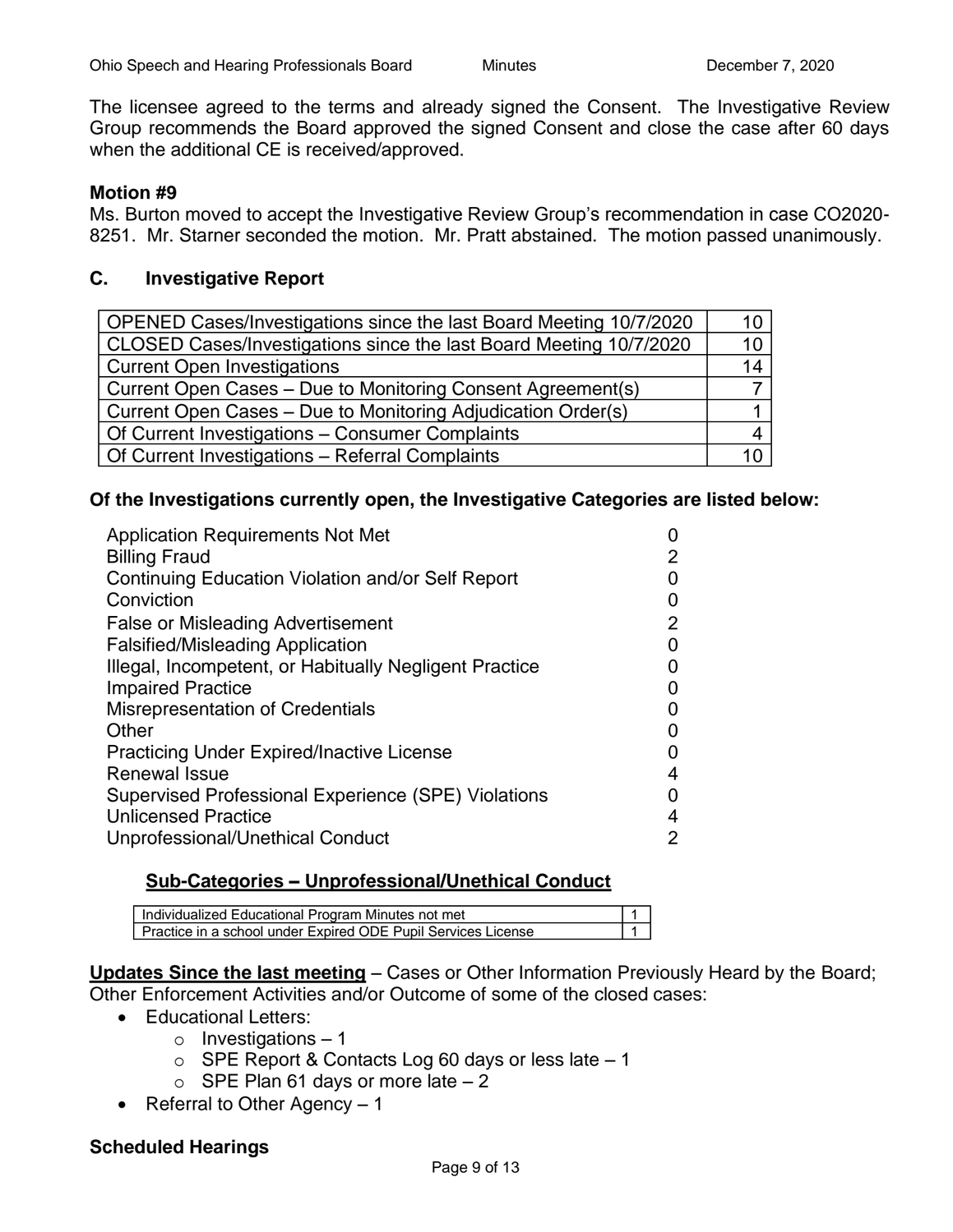The licensee agreed to the terms and already signed the Consent. The Investigative Review Group recommends the Board approved the signed Consent and close the case after 60 days when the additional CE is received/approved.

**Motion #9**
Ms. Burton moved to accept the Investigative Review Group's recommendation in case CO2020-8251. Mr. Starner seconded the motion. Mr. Pratt abstained. The motion passed unanimously.

### C. Investigative Report

| | |
|---|---|
| OPENED Cases/Investigations since the last Board Meeting 10/7/2020 | 10 |
| CLOSED Cases/Investigations since the last Board Meeting 10/7/2020 | 10 |
| Current Open Investigations | 14 |
| Current Open Cases – Due to Monitoring Consent Agreement(s) | 7 |
| Current Open Cases – Due to Monitoring Adjudication Order(s) | 1 |
| Of Current Investigations – Consumer Complaints | 4 |
| Of Current Investigations – Referral Complaints | 10 |

**Of the Investigations currently open, the Investigative Categories are listed below:**

| | |
|---|---|
| Application Requirements Not Met | 0 |
| Billing Fraud | 2 |
| Continuing Education Violation and/or Self Report | 0 |
| Conviction | 0 |
| False or Misleading Advertisement | 2 |
| Falsified/Misleading Application | 0 |
| Illegal, Incompetent, or Habitually Negligent Practice | 0 |
| Impaired Practice | 0 |
| Misrepresentation of Credentials | 0 |
| Other | 0 |
| Practicing Under Expired/Inactive License | 0 |
| Renewal Issue | 4 |
| Supervised Professional Experience (SPE) Violations | 0 |
| Unlicensed Practice | 4 |
| Unprofessional/Unethical Conduct | 2 |

**Sub-Categories – Unprofessional/Unethical Conduct**

| | |
|---|---|
| Individualized Educational Program Minutes not met | 1 |
| Practice in a school under Expired ODE Pupil Services License | 1 |

**Updates Since the last meeting** – Cases or Other Information Previously Heard by the Board; Other Enforcement Activities and/or Outcome of some of the closed cases:

- Educational Letters:
  - Investigations – 1
  - SPE Report & Contacts Log 60 days or less late – 1
  - SPE Plan 61 days or more late – 2
- Referral to Other Agency – 1

**Scheduled Hearings**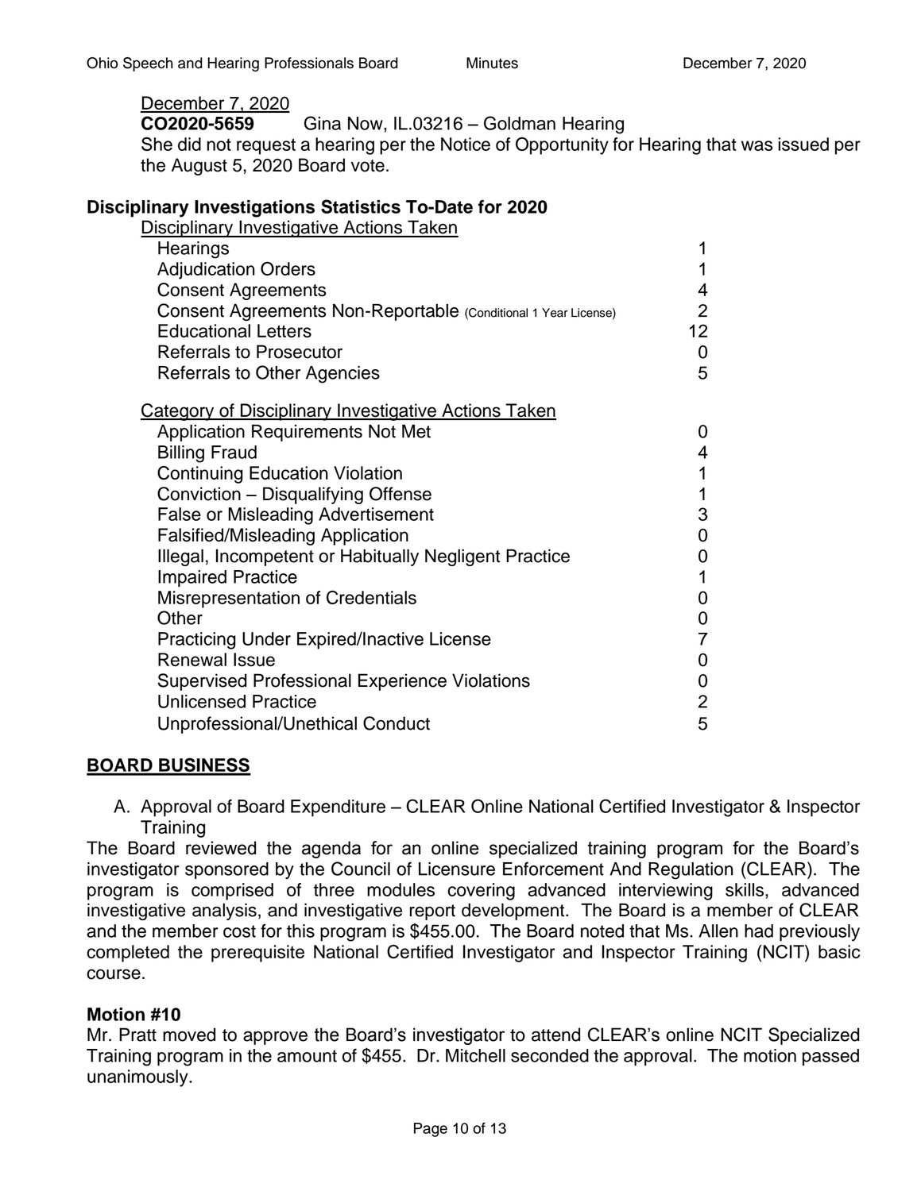December 7, 2020

**CO2020-5659** Gina Now, IL.03216 – Goldman Hearing
She did not request a hearing per the Notice of Opportunity for Hearing that was issued per the August 5, 2020 Board vote.

**Disciplinary Investigations Statistics To-Date for 2020**

Disciplinary Investigative Actions Taken

| | |
|---|---|
| Hearings | 1 |
| Adjudication Orders | 1 |
| Consent Agreements | 4 |
| Consent Agreements Non-Reportable (Conditional 1 Year License) | 2 |
| Educational Letters | 12 |
| Referrals to Prosecutor | 0 |
| Referrals to Other Agencies | 5 |

Category of Disciplinary Investigative Actions Taken

| | |
|---|---|
| Application Requirements Not Met | 0 |
| Billing Fraud | 4 |
| Continuing Education Violation | 1 |
| Conviction – Disqualifying Offense | 1 |
| False or Misleading Advertisement | 3 |
| Falsified/Misleading Application | 0 |
| Illegal, Incompetent or Habitually Negligent Practice | 0 |
| Impaired Practice | 1 |
| Misrepresentation of Credentials | 0 |
| Other | 0 |
| Practicing Under Expired/Inactive License | 7 |
| Renewal Issue | 0 |
| Supervised Professional Experience Violations | 0 |
| Unlicensed Practice | 2 |
| Unprofessional/Unethical Conduct | 5 |

## BOARD BUSINESS

A. Approval of Board Expenditure – CLEAR Online National Certified Investigator & Inspector Training

The Board reviewed the agenda for an online specialized training program for the Board's investigator sponsored by the Council of Licensure Enforcement And Regulation (CLEAR). The program is comprised of three modules covering advanced interviewing skills, advanced investigative analysis, and investigative report development. The Board is a member of CLEAR and the member cost for this program is $455.00. The Board noted that Ms. Allen had previously completed the prerequisite National Certified Investigator and Inspector Training (NCIT) basic course.

**Motion #10**

Mr. Pratt moved to approve the Board's investigator to attend CLEAR's online NCIT Specialized Training program in the amount of $455. Dr. Mitchell seconded the approval. The motion passed unanimously.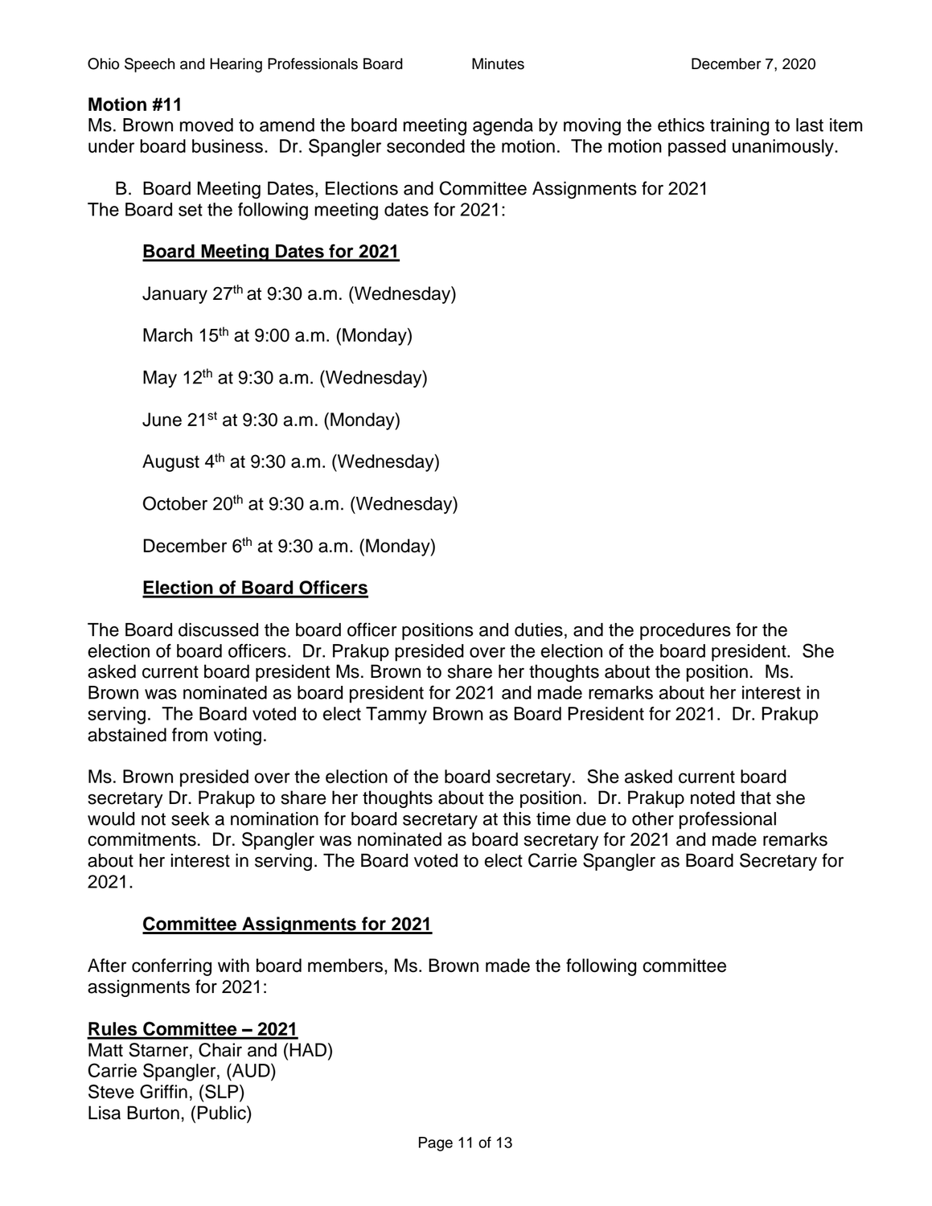**Motion #11**
Ms. Brown moved to amend the board meeting agenda by moving the ethics training to last item under board business. Dr. Spangler seconded the motion. The motion passed unanimously.

B. Board Meeting Dates, Elections and Committee Assignments for 2021
The Board set the following meeting dates for 2021:

**Board Meeting Dates for 2021**

January 27th at 9:30 a.m. (Wednesday)

March 15th at 9:00 a.m. (Monday)

May 12th at 9:30 a.m. (Wednesday)

June 21st at 9:30 a.m. (Monday)

August 4th at 9:30 a.m. (Wednesday)

October 20th at 9:30 a.m. (Wednesday)

December 6th at 9:30 a.m. (Monday)

**Election of Board Officers**

The Board discussed the board officer positions and duties, and the procedures for the election of board officers. Dr. Prakup presided over the election of the board president. She asked current board president Ms. Brown to share her thoughts about the position. Ms. Brown was nominated as board president for 2021 and made remarks about her interest in serving. The Board voted to elect Tammy Brown as Board President for 2021. Dr. Prakup abstained from voting.

Ms. Brown presided over the election of the board secretary. She asked current board secretary Dr. Prakup to share her thoughts about the position. Dr. Prakup noted that she would not seek a nomination for board secretary at this time due to other professional commitments. Dr. Spangler was nominated as board secretary for 2021 and made remarks about her interest in serving. The Board voted to elect Carrie Spangler as Board Secretary for 2021.

**Committee Assignments for 2021**

After conferring with board members, Ms. Brown made the following committee assignments for 2021:

**Rules Committee – 2021**
Matt Starner, Chair and (HAD)
Carrie Spangler, (AUD)
Steve Griffin, (SLP)
Lisa Burton, (Public)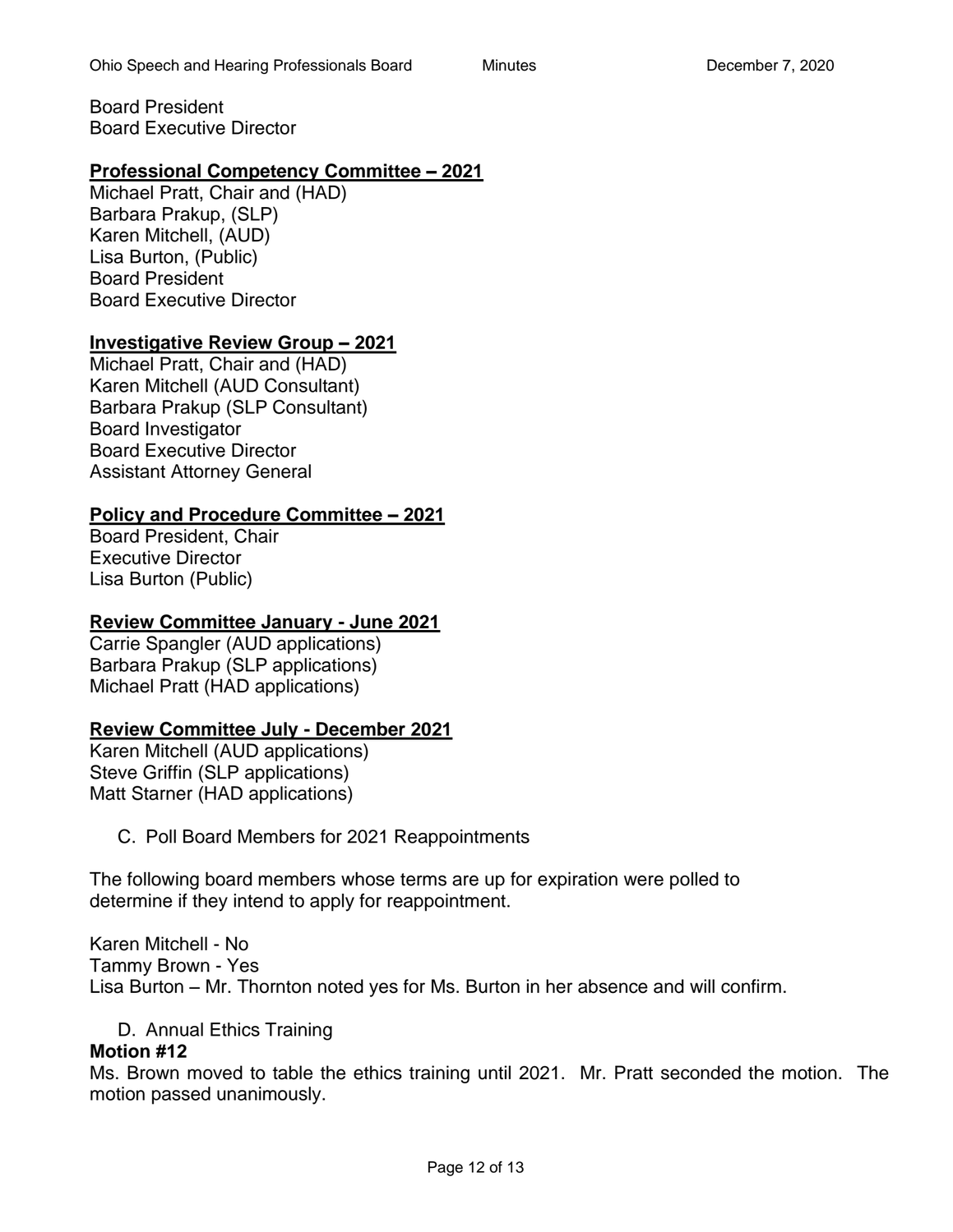Board President
Board Executive Director

**Professional Competency Committee – 2021**
Michael Pratt, Chair and (HAD)
Barbara Prakup, (SLP)
Karen Mitchell, (AUD)
Lisa Burton, (Public)
Board President
Board Executive Director

**Investigative Review Group – 2021**
Michael Pratt, Chair and (HAD)
Karen Mitchell (AUD Consultant)
Barbara Prakup (SLP Consultant)
Board Investigator
Board Executive Director
Assistant Attorney General

**Policy and Procedure Committee – 2021**
Board President, Chair
Executive Director
Lisa Burton (Public)

**Review Committee January - June 2021**
Carrie Spangler (AUD applications)
Barbara Prakup (SLP applications)
Michael Pratt (HAD applications)

**Review Committee July - December 2021**
Karen Mitchell (AUD applications)
Steve Griffin (SLP applications)
Matt Starner (HAD applications)

C. Poll Board Members for 2021 Reappointments

The following board members whose terms are up for expiration were polled to determine if they intend to apply for reappointment.

Karen Mitchell - No
Tammy Brown - Yes
Lisa Burton – Mr. Thornton noted yes for Ms. Burton in her absence and will confirm.

D. Annual Ethics Training

**Motion #12**
Ms. Brown moved to table the ethics training until 2021. Mr. Pratt seconded the motion. The motion passed unanimously.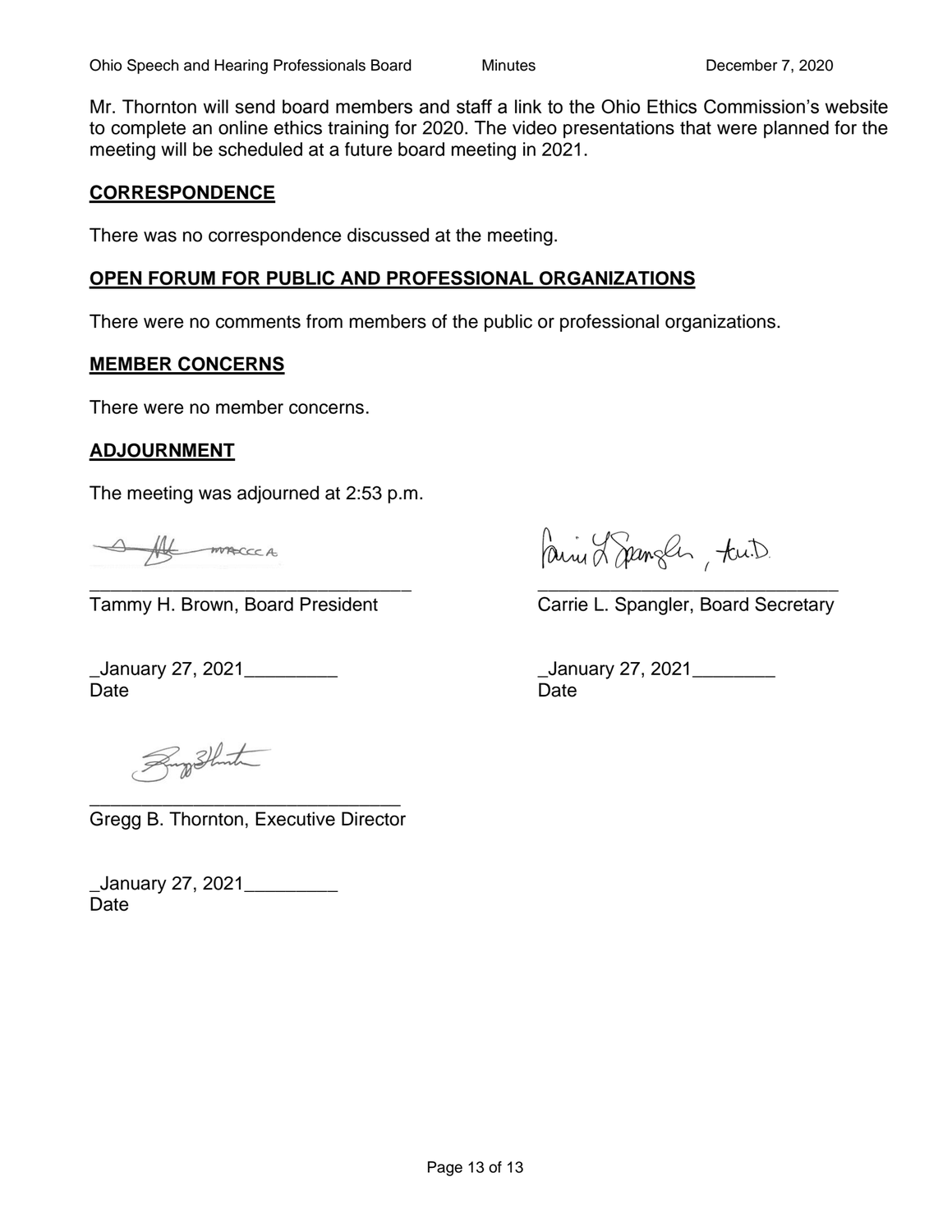Mr. Thornton will send board members and staff a link to the Ohio Ethics Commission's website to complete an online ethics training for 2020. The video presentations that were planned for the meeting will be scheduled at a future board meeting in 2021.

## CORRESPONDENCE

There was no correspondence discussed at the meeting.

## OPEN FORUM FOR PUBLIC AND PROFESSIONAL ORGANIZATIONS

There were no comments from members of the public or professional organizations.

## MEMBER CONCERNS

There were no member concerns.

## ADJOURNMENT

The meeting was adjourned at 2:53 p.m.

Tammy H. Brown, Board President

January 27, 2021
Date

Carrie L. Spangler, Board Secretary

January 27, 2021
Date

Gregg B. Thornton, Executive Director

January 27, 2021
Date